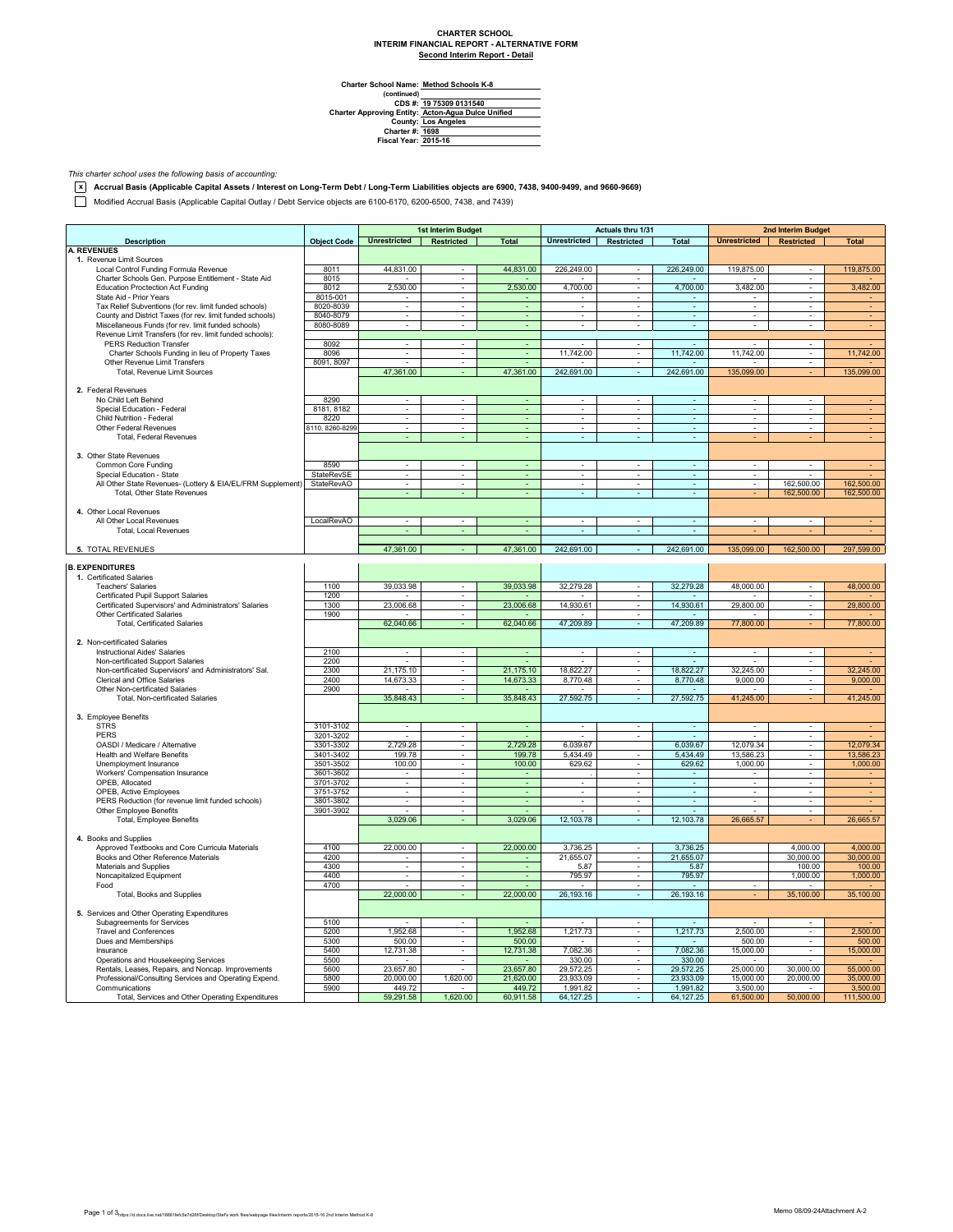**CHARTER SCHOOL**
**INTERIM FINANCIAL REPORT - ALTERNATIVE FORM**
**Second Interim Report - Detail**

Charter School Name: **Method Schools K-8**
(continued)
CDS #: **19 75309 0131540**
Charter Approving Entity: **Acton-Agua Dulce Unified**
County: **Los Angeles**
Charter #: **1698**
Fiscal Year: **2015-16**

*This charter school uses the following basis of accounting:*

[x] **Accrual Basis (Applicable Capital Assets / Interest on Long-Term Debt / Long-Term Liabilities objects are 6900, 7438, 9400-9499, and 9660-9669)**

[ ] Modified Accrual Basis (Applicable Capital Outlay / Debt Service objects are 6100-6170, 6200-6500, 7438, and 7439)

| Description | Object Code | 1st Interim Budget | | | Actuals thru 1/31 | | | 2nd Interim Budget | | |
|---|---|---|---|---|---|---|---|---|---|---|
| | | Unrestricted | Restricted | Total | Unrestricted | Restricted | Total | Unrestricted | Restricted | Total |
| **A. REVENUES** | | | | | | | | | | |
| 1. Revenue Limit Sources | | | | | | | | | | |
| Local Control Funding Formula Revenue | 8011 | 44,831.00 | - | 44,831.00 | 226,249.00 | - | 226,249.00 | 119,875.00 | - | 119,875.00 |
| Charter Schools Gen. Purpose Entitlement - State Aid | 8015 | - | - | - | - | - | - | - | - | - |
| Education Proctection Act Funding | 8012 | 2,530.00 | - | 2,530.00 | 4,700.00 | - | 4,700.00 | 3,482.00 | - | 3,482.00 |
| State Aid - Prior Years | 8015-001 | - | - | - | - | - | - | - | - | - |
| Tax Relief Subventions (for rev. limit funded schools) | 8020-8039 | - | - | - | - | - | - | - | - | - |
| County and District Taxes (for rev. limit funded schools) | 8040-8079 | - | - | - | - | - | - | - | - | - |
| Miscellaneous Funds (for rev. limit funded schools) | 8080-8089 | - | - | - | - | - | - | - | - | - |
| Revenue Limit Transfers (for rev. limit funded schools): | | | | | | | | | | |
| PERS Reduction Transfer | 8092 | - | - | - | - | - | - | - | - | - |
| Charter Schools Funding in lieu of Property Taxes | 8096 | - | - | - | 11,742.00 | - | 11,742.00 | 11,742.00 | - | 11,742.00 |
| Other Revenue Limit Transfers | 8091, 8097 | - | - | - | - | - | - | - | - | - |
| Total, Revenue Limit Sources | | 47,361.00 | - | 47,361.00 | 242,691.00 | - | 242,691.00 | 135,099.00 | - | 135,099.00 |
| 2. Federal Revenues | | | | | | | | | | |
| No Child Left Behind | 8290 | - | - | - | - | - | - | - | - | - |
| Special Education - Federal | 8181, 8182 | - | - | - | - | - | - | - | - | - |
| Child Nutrition - Federal | 8220 | - | - | - | - | - | - | - | - | - |
| Other Federal Revenues | 8110, 8260-8299 | - | - | - | - | - | - | - | - | - |
| Total, Federal Revenues | | - | - | - | - | - | - | - | - | - |
| 3. Other State Revenues | | | | | | | | | | |
| Common Core Funding | 8590 | - | - | - | - | - | - | - | - | - |
| Special Education - State | StateRevSE | - | - | - | - | - | - | - | - | - |
| All Other State Revenues- (Lottery & EIA/EL/FRM Supplement) | StateRevAO | - | - | - | - | - | - | - | 162,500.00 | 162,500.00 |
| Total, Other State Revenues | | - | - | - | - | - | - | - | 162,500.00 | 162,500.00 |
| 4. Other Local Revenues | | | | | | | | | | |
| All Other Local Revenues | LocalRevAO | - | - | - | - | - | - | - | - | - |
| Total, Local Revenues | | - | - | - | - | - | - | - | - | - |
| 5. TOTAL REVENUES | | 47,361.00 | - | 47,361.00 | 242,691.00 | - | 242,691.00 | 135,099.00 | 162,500.00 | 297,599.00 |
| **B. EXPENDITURES** | | | | | | | | | | |
| 1. Certificated Salaries | | | | | | | | | | |
| Teachers' Salaries | 1100 | 39,033.98 | - | 39,033.98 | 32,279.28 | - | 32,279.28 | 48,000.00 | - | 48,000.00 |
| Certificated Pupil Support Salaries | 1200 | - | - | - | - | - | - | - | - | - |
| Certificated Supervisors' and Administrators' Salaries | 1300 | 23,006.68 | - | 23,006.68 | 14,930.61 | - | 14,930.61 | 29,800.00 | - | 29,800.00 |
| Other Certificated Salaries | 1900 | - | - | - | - | - | - | - | - | - |
| Total, Certificated Salaries | | 62,040.66 | - | 62,040.66 | 47,209.89 | - | 47,209.89 | 77,800.00 | - | 77,800.00 |
| 2. Non-certificated Salaries | | | | | | | | | | |
| Instructional Aides' Salaries | 2100 | - | - | - | - | - | - | - | - | - |
| Non-certificated Support Salaries | 2200 | - | - | - | - | - | - | - | - | - |
| Non-certificated Supervisors' and Administrators' Sal. | 2300 | 21,175.10 | - | 21,175.10 | 18,822.27 | - | 18,822.27 | 32,245.00 | - | 32,245.00 |
| Clerical and Office Salaries | 2400 | 14,673.33 | - | 14,673.33 | 8,770.48 | - | 8,770.48 | 9,000.00 | - | 9,000.00 |
| Other Non-certificated Salaries | 2900 | - | - | - | - | - | - | - | - | - |
| Total, Non-certificated Salaries | | 35,848.43 | - | 35,848.43 | 27,592.75 | - | 27,592.75 | 41,245.00 | - | 41,245.00 |
| 3. Employee Benefits | | | | | | | | | | |
| STRS | 3101-3102 | - | - | - | - | - | - | - | - | - |
| PERS | 3201-3202 | - | - | - | - | - | - | - | - | - |
| OASDI / Medicare / Alternative | 3301-3302 | 2,729.28 | - | 2,729.28 | 6,039.67 | | 6,039.67 | 12,079.34 | - | 12,079.34 |
| Health and Welfare Benefits | 3401-3402 | 199.78 | - | 199.78 | 5,434.49 | - | 5,434.49 | 13,586.23 | - | 13,586.23 |
| Unemployment Insurance | 3501-3502 | 100.00 | - | 100.00 | 629.62 | - | 629.62 | 1,000.00 | - | 1,000.00 |
| Workers' Compensation Insurance | 3601-3602 | - | - | - | . | - | - | - | - | - |
| OPEB, Allocated | 3701-3702 | - | - | - | - | - | - | - | - | - |
| OPEB, Active Employees | 3751-3752 | - | - | - | - | - | - | - | - | - |
| PERS Reduction (for revenue limit funded schools) | 3801-3802 | - | - | - | - | - | - | - | - | - |
| Other Employee Benefits | 3901-3902 | - | - | - | - | - | - | - | - | - |
| Total, Employee Benefits | | 3,029.06 | - | 3,029.06 | 12,103.78 | - | 12,103.78 | 26,665.57 | - | 26,665.57 |
| 4. Books and Supplies | | | | | | | | | | |
| Approved Textbooks and Core Curricula Materials | 4100 | 22,000.00 | - | 22,000.00 | 3,736.25 | - | 3,736.25 | | 4,000.00 | 4,000.00 |
| Books and Other Reference Materials | 4200 | - | - | - | 21,655.07 | - | 21,655.07 | | 30,000.00 | 30,000.00 |
| Materials and Supplies | 4300 | - | - | - | 5.87 | - | 5.87 | | 100.00 | 100.00 |
| Noncapitalized Equipment | 4400 | - | - | - | 795.97 | - | 795.97 | | 1,000.00 | 1,000.00 |
| Food | 4700 | - | - | - | - | - | - | - | - | - |
| Total, Books and Supplies | | 22,000.00 | - | 22,000.00 | 26,193.16 | - | 26,193.16 | - | 35,100.00 | 35,100.00 |
| 5. Services and Other Operating Expenditures | | | | | | | | | | |
| Subagreements for Services | 5100 | - | - | - | - | - | - | - | - | - |
| Travel and Conferences | 5200 | 1,952.68 | - | 1,952.68 | 1,217.73 | - | 1,217.73 | 2,500.00 | - | 2,500.00 |
| Dues and Memberships | 5300 | 500.00 | - | 500.00 | - | - | - | 500.00 | - | 500.00 |
| Insurance | 5400 | 12,731.38 | - | 12,731.38 | 7,082.36 | - | 7,082.36 | 15,000.00 | - | 15,000.00 |
| Operations and Housekeeping Services | 5500 | - | - | - | 330.00 | - | 330.00 | - | - | - |
| Rentals, Leases, Repairs, and Noncap. Improvements | 5600 | 23,657.80 | - | 23,657.80 | 29,572.25 | - | 29,572.25 | 25,000.00 | 30,000.00 | 55,000.00 |
| Professional/Consulting Services and Operating Expend. | 5800 | 20,000.00 | 1,620.00 | 21,620.00 | 23,933.09 | - | 23,933.09 | 15,000.00 | 20,000.00 | 35,000.00 |
| Communications | 5900 | 449.72 | - | 449.72 | 1,991.82 | - | 1,991.82 | 3,500.00 | - | 3,500.00 |
| Total, Services and Other Operating Expenditures | | 59,291.58 | 1,620.00 | 60,911.58 | 64,127.25 | - | 64,127.25 | 61,500.00 | 50,000.00 | 111,500.00 |

Memo 08/09-24Attachment A-2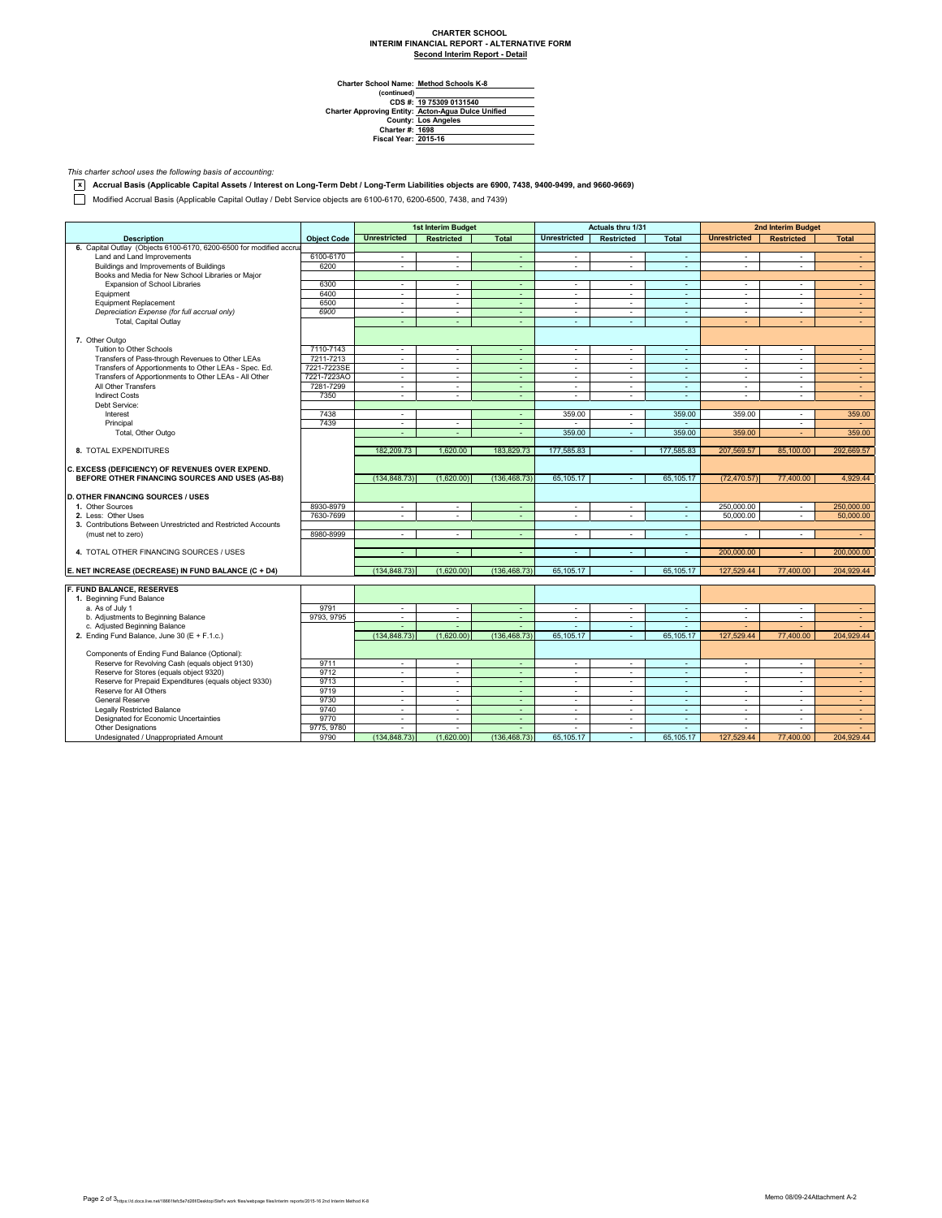**CHARTER SCHOOL**
**INTERIM FINANCIAL REPORT - ALTERNATIVE FORM**
**Second Interim Report - Detail**

Charter School Name: **Method Schools K-8**
(continued)
CDS #: **19 75309 0131540**
Charter Approving Entity: **Acton-Agua Dulce Unified**
County: **Los Angeles**
Charter #: **1698**
Fiscal Year: **2015-16**

*This charter school uses the following basis of accounting:*

[x] **Accrual Basis (Applicable Capital Assets / Interest on Long-Term Debt / Long-Term Liabilities objects are 6900, 7438, 9400-9499, and 9660-9669)**

[ ] Modified Accrual Basis (Applicable Capital Outlay / Debt Service objects are 6100-6170, 6200-6500, 7438, and 7439)

| Description | Object Code | 1st Interim Budget | | | Actuals thru 1/31 | | | 2nd Interim Budget | | |
|---|---|---|---|---|---|---|---|---|---|---|
| | | Unrestricted | Restricted | Total | Unrestricted | Restricted | Total | Unrestricted | Restricted | Total |
| 6. Capital Outlay (Objects 6100-6170, 6200-6500 for modified accrual | | | | | | | | | | |
| Land and Land Improvements | 6100-6170 | - | - | - | - | - | - | - | - | - |
| Buildings and Improvements of Buildings | 6200 | - | - | - | - | - | - | - | - | - |
| Books and Media for New School Libraries or Major Expansion of School Libraries | 6300 | - | - | - | - | - | - | - | - | - |
| Equipment | 6400 | - | - | - | - | - | - | - | - | - |
| Equipment Replacement | 6500 | - | - | - | - | - | - | - | - | - |
| *Depreciation Expense (for full accrual only)* | *6900* | - | - | - | - | - | - | - | - | - |
| Total, Capital Outlay | | - | - | - | - | - | - | - | - | - |
| 7. Other Outgo | | | | | | | | | | |
| Tuition to Other Schools | 7110-7143 | - | - | - | - | - | - | - | - | - |
| Transfers of Pass-through Revenues to Other LEAs | 7211-7213 | - | - | - | - | - | - | - | - | - |
| Transfers of Apportionments to Other LEAs - Spec. Ed. | 7221-7223SE | - | - | - | - | - | - | - | - | - |
| Transfers of Apportionments to Other LEAs - All Other | 7221-7223AO | - | - | - | - | - | - | - | - | - |
| All Other Transfers | 7281-7299 | - | - | - | - | - | - | - | - | - |
| Indirect Costs | 7350 | - | - | - | - | - | - | - | - | - |
| Debt Service: | | | | | | | | | | |
| Interest | 7438 | - | | - | 359.00 | - | 359.00 | 359.00 | - | 359.00 |
| Principal | 7439 | - | - | - | - | - | - | | - | - |
| Total, Other Outgo | | - | - | - | 359.00 | - | 359.00 | 359.00 | - | 359.00 |
| 8. TOTAL EXPENDITURES | | 182,209.73 | 1,620.00 | 183,829.73 | 177,585.83 | - | 177,585.83 | 207,569.57 | 85,100.00 | 292,669.57 |
| **C. EXCESS (DEFICIENCY) OF REVENUES OVER EXPEND. BEFORE OTHER FINANCING SOURCES AND USES (A5-B8)** | | (134,848.73) | (1,620.00) | (136,468.73) | 65,105.17 | - | 65,105.17 | (72,470.57) | 77,400.00 | 4,929.44 |
| **D. OTHER FINANCING SOURCES / USES** | | | | | | | | | | |
| 1. Other Sources | 8930-8979 | - | - | - | - | - | - | 250,000.00 | - | 250,000.00 |
| 2. Less: Other Uses | 7630-7699 | - | - | - | - | - | - | 50,000.00 | - | 50,000.00 |
| 3. Contributions Between Unrestricted and Restricted Accounts (must net to zero) | 8980-8999 | - | - | - | - | - | - | - | - | - |
| 4. TOTAL OTHER FINANCING SOURCES / USES | | - | - | - | - | - | - | 200,000.00 | - | 200,000.00 |
| **E. NET INCREASE (DECREASE) IN FUND BALANCE (C + D4)** | | (134,848.73) | (1,620.00) | (136,468.73) | 65,105.17 | - | 65,105.17 | 127,529.44 | 77,400.00 | 204,929.44 |
| **F. FUND BALANCE, RESERVES** | | | | | | | | | | |
| 1. Beginning Fund Balance | | | | | | | | | | |
| a. As of July 1 | 9791 | - | - | - | - | - | - | - | - | - |
| b. Adjustments to Beginning Balance | 9793, 9795 | - | - | - | - | - | - | - | - | - |
| c. Adjusted Beginning Balance | | - | - | - | - | - | - | - | - | - |
| 2. Ending Fund Balance, June 30 (E + F.1.c.) | | (134,848.73) | (1,620.00) | (136,468.73) | 65,105.17 | - | 65,105.17 | 127,529.44 | 77,400.00 | 204,929.44 |
| Components of Ending Fund Balance (Optional): | | | | | | | | | | |
| Reserve for Revolving Cash (equals object 9130) | 9711 | - | - | - | - | - | - | - | - | - |
| Reserve for Stores (equals object 9320) | 9712 | - | - | - | - | - | - | - | - | - |
| Reserve for Prepaid Expenditures (equals object 9330) | 9713 | - | - | - | - | - | - | - | - | - |
| Reserve for All Others | 9719 | - | - | - | - | - | - | - | - | - |
| General Reserve | 9730 | - | - | - | - | - | - | - | - | - |
| Legally Restricted Balance | 9740 | - | - | - | - | - | - | - | - | - |
| Designated for Economic Uncertainties | 9770 | - | - | - | - | - | - | - | - | - |
| Other Designations | 9775, 9780 | - | - | - | - | - | - | - | - | - |
| Undesignated / Unappropriated Amount | 9790 | (134,848.73) | (1,620.00) | (136,468.73) | 65,105.17 | - | 65,105.17 | 127,529.44 | 77,400.00 | 204,929.44 |

Memo 08/09-24Attachment A-2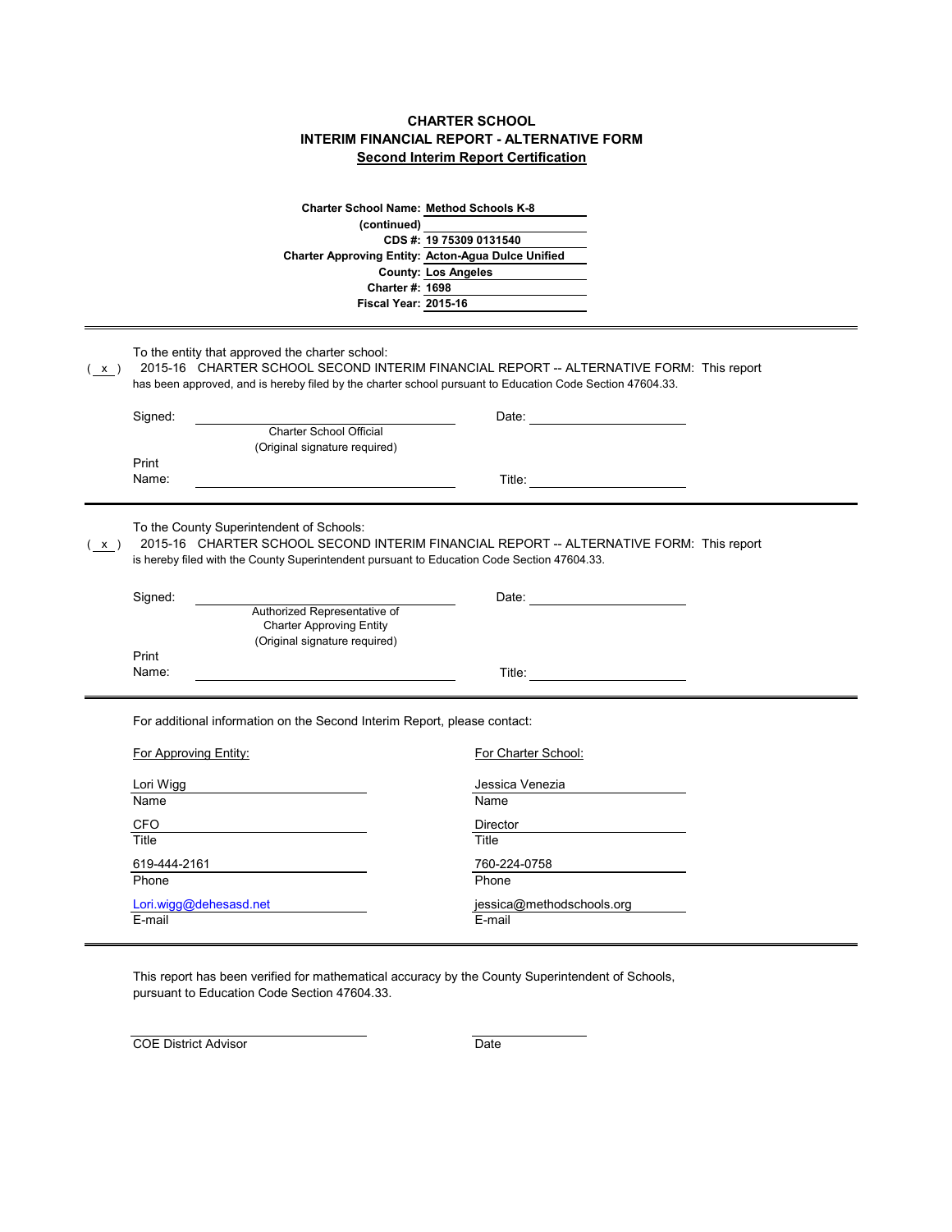# CHARTER SCHOOL
## INTERIM FINANCIAL REPORT - ALTERNATIVE FORM
### Second Interim Report Certification

**Charter School Name:** Method Schools K-8
**(continued)**
**CDS #:** 19 75309 0131540
**Charter Approving Entity:** Acton-Agua Dulce Unified
**County:** Los Angeles
**Charter #:** 1698
**Fiscal Year:** 2015-16

---

To the entity that approved the charter school:

( x ) 2015-16 CHARTER SCHOOL SECOND INTERIM FINANCIAL REPORT -- ALTERNATIVE FORM: This report has been approved, and is hereby filed by the charter school pursuant to Education Code Section 47604.33.

Signed: ______________________ Date: ______________________
Charter School Official
(Original signature required)

Print Name: ______________________ Title: ______________________

---

To the County Superintendent of Schools:

( x ) 2015-16 CHARTER SCHOOL SECOND INTERIM FINANCIAL REPORT -- ALTERNATIVE FORM: This report is hereby filed with the County Superintendent pursuant to Education Code Section 47604.33.

Signed: ______________________ Date: ______________________
Authorized Representative of
Charter Approving Entity
(Original signature required)

Print Name: ______________________ Title: ______________________

---

For additional information on the Second Interim Report, please contact:

| For Approving Entity: | For Charter School: |
|---|---|
| Lori Wigg | Jessica Venezia |
| Name | Name |
| CFO | Director |
| Title | Title |
| 619-444-2161 | 760-224-0758 |
| Phone | Phone |
| Lori.wigg@dehesasd.net | jessica@methodschools.org |
| E-mail | E-mail |

---

This report has been verified for mathematical accuracy by the County Superintendent of Schools, pursuant to Education Code Section 47604.33.

______________________ ______________________
COE District Advisor Date